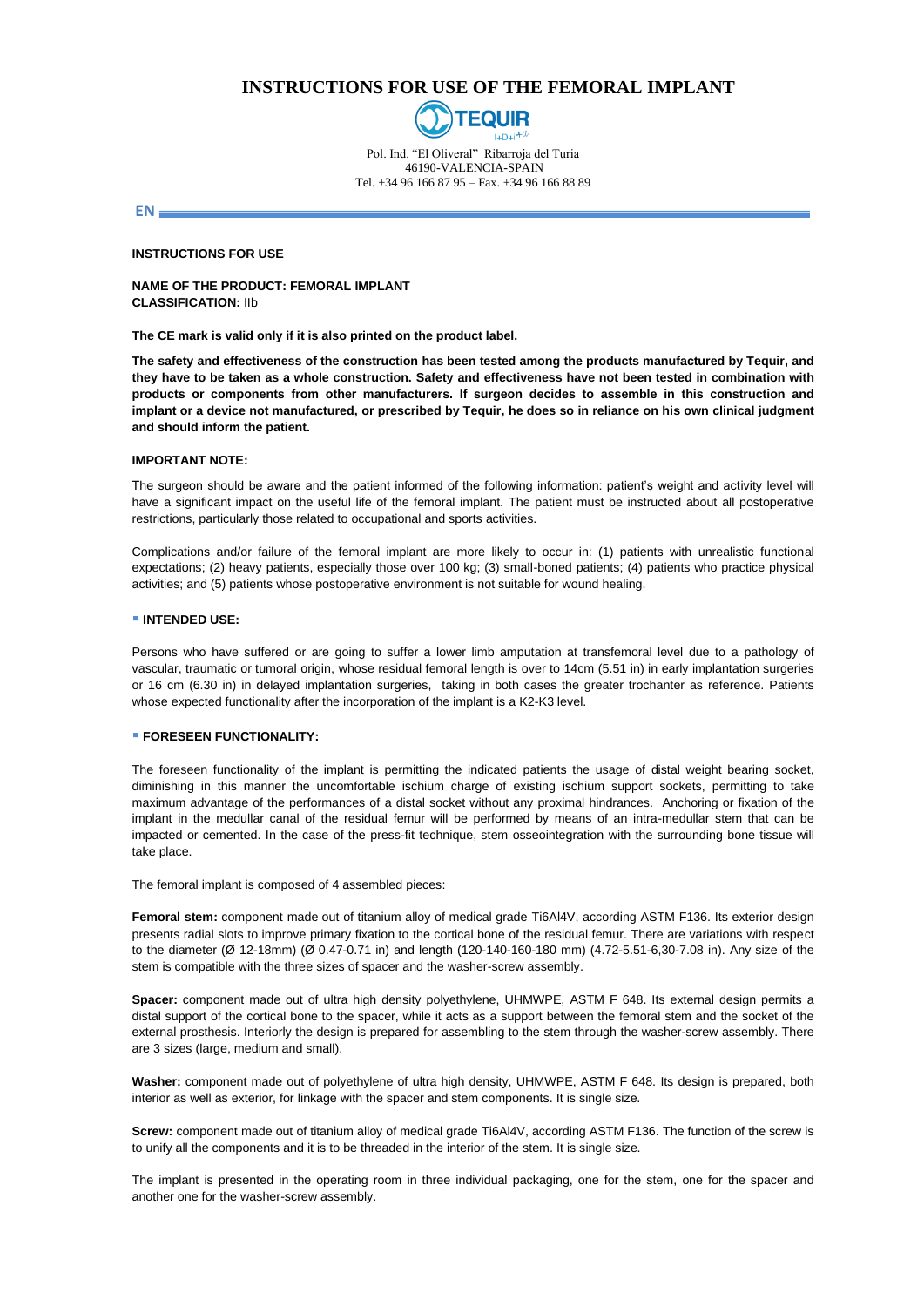# INSTRUCTIONS FOR USE OF THE FEMORAL IMPLANT

TEQUIR
I+D+I

Pol. Ind. "El Oliveral" Ribarroja del Turia
46190-VALENCIA-SPAIN
Tel. +34 96 166 87 95 – Fax. +34 96 166 88 89

EN

**INSTRUCTIONS FOR USE**

**NAME OF THE PRODUCT: FEMORAL IMPLANT**
**CLASSIFICATION:** IIb

**The CE mark is valid only if it is also printed on the product label.**

**The safety and effectiveness of the construction has been tested among the products manufactured by Tequir, and they have to be taken as a whole construction. Safety and effectiveness have not been tested in combination with products or components from other manufacturers. If surgeon decides to assemble in this construction and implant or a device not manufactured, or prescribed by Tequir, he does so in reliance on his own clinical judgment and should inform the patient.**

**IMPORTANT NOTE:**

The surgeon should be aware and the patient informed of the following information: patient's weight and activity level will have a significant impact on the useful life of the femoral implant. The patient must be instructed about all postoperative restrictions, particularly those related to occupational and sports activities.

Complications and/or failure of the femoral implant are more likely to occur in: (1) patients with unrealistic functional expectations; (2) heavy patients, especially those over 100 kg; (3) small-boned patients; (4) patients who practice physical activities; and (5) patients whose postoperative environment is not suitable for wound healing.

- **INTENDED USE:**

Persons who have suffered or are going to suffer a lower limb amputation at transfemoral level due to a pathology of vascular, traumatic or tumoral origin, whose residual femoral length is over to 14cm (5.51 in) in early implantation surgeries or 16 cm (6.30 in) in delayed implantation surgeries, taking in both cases the greater trochanter as reference. Patients whose expected functionality after the incorporation of the implant is a K2-K3 level.

- **FORESEEN FUNCTIONALITY:**

The foreseen functionality of the implant is permitting the indicated patients the usage of distal weight bearing socket, diminishing in this manner the uncomfortable ischium charge of existing ischium support sockets, permitting to take maximum advantage of the performances of a distal socket without any proximal hindrances. Anchoring or fixation of the implant in the medullar canal of the residual femur will be performed by means of an intra-medullar stem that can be impacted or cemented. In the case of the press-fit technique, stem osseointegration with the surrounding bone tissue will take place.

The femoral implant is composed of 4 assembled pieces:

**Femoral stem:** component made out of titanium alloy of medical grade Ti6Al4V, according ASTM F136. Its exterior design presents radial slots to improve primary fixation to the cortical bone of the residual femur. There are variations with respect to the diameter (Ø 12-18mm) (Ø 0.47-0.71 in) and length (120-140-160-180 mm) (4.72-5.51-6,30-7.08 in). Any size of the stem is compatible with the three sizes of spacer and the washer-screw assembly.

**Spacer:** component made out of ultra high density polyethylene, UHMWPE, ASTM F 648. Its external design permits a distal support of the cortical bone to the spacer, while it acts as a support between the femoral stem and the socket of the external prosthesis. Interiorly the design is prepared for assembling to the stem through the washer-screw assembly. There are 3 sizes (large, medium and small).

**Washer:** component made out of polyethylene of ultra high density, UHMWPE, ASTM F 648. Its design is prepared, both interior as well as exterior, for linkage with the spacer and stem components. It is single size.

**Screw:** component made out of titanium alloy of medical grade Ti6Al4V, according ASTM F136. The function of the screw is to unify all the components and it is to be threaded in the interior of the stem. It is single size.

The implant is presented in the operating room in three individual packaging, one for the stem, one for the spacer and another one for the washer-screw assembly.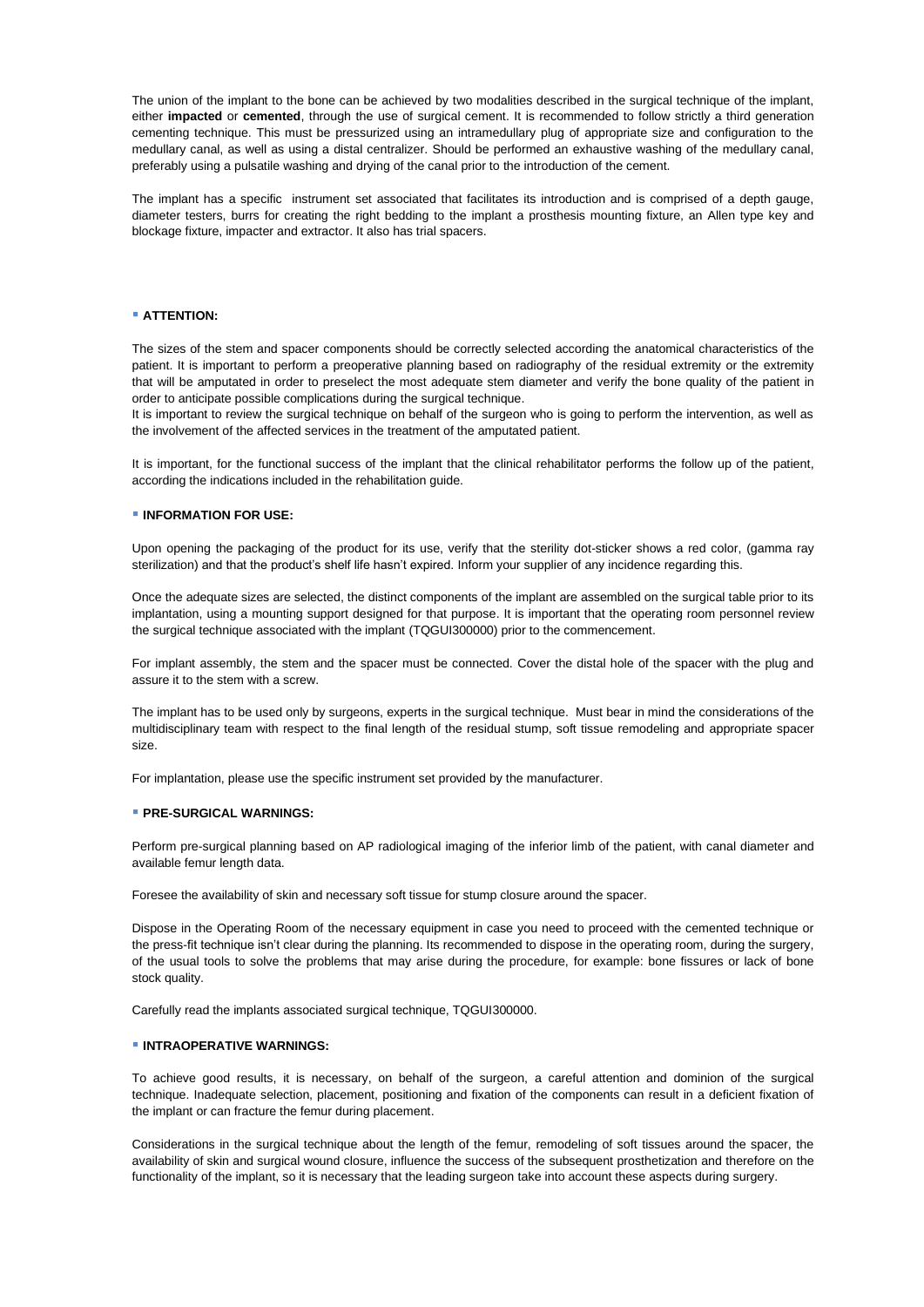The union of the implant to the bone can be achieved by two modalities described in the surgical technique of the implant, either **impacted** or **cemented**, through the use of surgical cement. It is recommended to follow strictly a third generation cementing technique. This must be pressurized using an intramedullary plug of appropriate size and configuration to the medullary canal, as well as using a distal centralizer. Should be performed an exhaustive washing of the medullary canal, preferably using a pulsatile washing and drying of the canal prior to the introduction of the cement.

The implant has a specific instrument set associated that facilitates its introduction and is comprised of a depth gauge, diameter testers, burrs for creating the right bedding to the implant a prosthesis mounting fixture, an Allen type key and blockage fixture, impacter and extractor. It also has trial spacers.

## ATTENTION:

The sizes of the stem and spacer components should be correctly selected according the anatomical characteristics of the patient. It is important to perform a preoperative planning based on radiography of the residual extremity or the extremity that will be amputated in order to preselect the most adequate stem diameter and verify the bone quality of the patient in order to anticipate possible complications during the surgical technique.
It is important to review the surgical technique on behalf of the surgeon who is going to perform the intervention, as well as the involvement of the affected services in the treatment of the amputated patient.

It is important, for the functional success of the implant that the clinical rehabilitator performs the follow up of the patient, according the indications included in the rehabilitation guide.

## INFORMATION FOR USE:

Upon opening the packaging of the product for its use, verify that the sterility dot-sticker shows a red color, (gamma ray sterilization) and that the product's shelf life hasn't expired. Inform your supplier of any incidence regarding this.

Once the adequate sizes are selected, the distinct components of the implant are assembled on the surgical table prior to its implantation, using a mounting support designed for that purpose. It is important that the operating room personnel review the surgical technique associated with the implant (TQGUI300000) prior to the commencement.

For implant assembly, the stem and the spacer must be connected. Cover the distal hole of the spacer with the plug and assure it to the stem with a screw.

The implant has to be used only by surgeons, experts in the surgical technique. Must bear in mind the considerations of the multidisciplinary team with respect to the final length of the residual stump, soft tissue remodeling and appropriate spacer size.

For implantation, please use the specific instrument set provided by the manufacturer.

## PRE-SURGICAL WARNINGS:

Perform pre-surgical planning based on AP radiological imaging of the inferior limb of the patient, with canal diameter and available femur length data.

Foresee the availability of skin and necessary soft tissue for stump closure around the spacer.

Dispose in the Operating Room of the necessary equipment in case you need to proceed with the cemented technique or the press-fit technique isn't clear during the planning. Its recommended to dispose in the operating room, during the surgery, of the usual tools to solve the problems that may arise during the procedure, for example: bone fissures or lack of bone stock quality.

Carefully read the implants associated surgical technique, TQGUI300000.

## INTRAOPERATIVE WARNINGS:

To achieve good results, it is necessary, on behalf of the surgeon, a careful attention and dominion of the surgical technique. Inadequate selection, placement, positioning and fixation of the components can result in a deficient fixation of the implant or can fracture the femur during placement.

Considerations in the surgical technique about the length of the femur, remodeling of soft tissues around the spacer, the availability of skin and surgical wound closure, influence the success of the subsequent prosthetization and therefore on the functionality of the implant, so it is necessary that the leading surgeon take into account these aspects during surgery.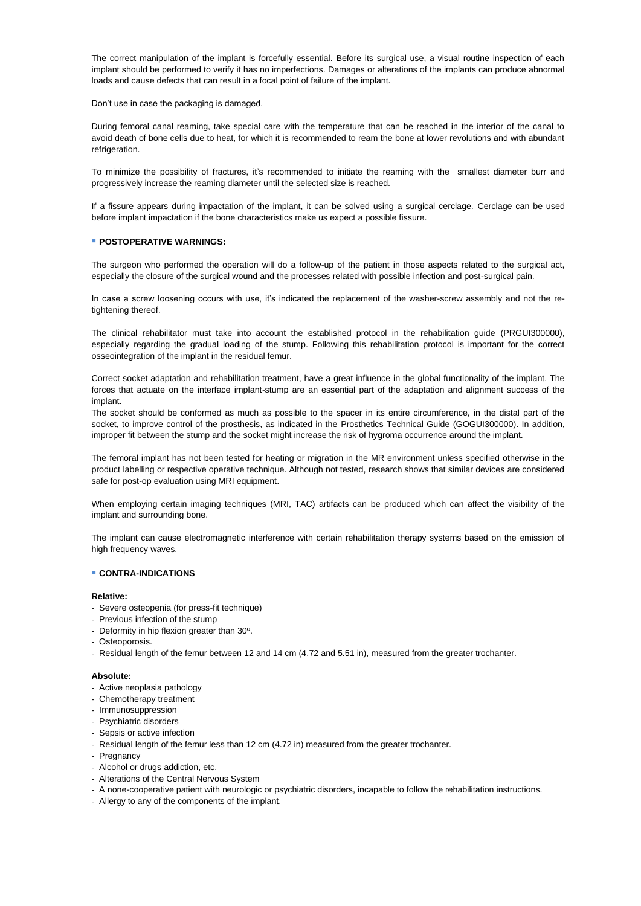The correct manipulation of the implant is forcefully essential. Before its surgical use, a visual routine inspection of each implant should be performed to verify it has no imperfections. Damages or alterations of the implants can produce abnormal loads and cause defects that can result in a focal point of failure of the implant.

Don't use in case the packaging is damaged.

During femoral canal reaming, take special care with the temperature that can be reached in the interior of the canal to avoid death of bone cells due to heat, for which it is recommended to ream the bone at lower revolutions and with abundant refrigeration.

To minimize the possibility of fractures, it's recommended to initiate the reaming with the smallest diameter burr and progressively increase the reaming diameter until the selected size is reached.

If a fissure appears during impactation of the implant, it can be solved using a surgical cerclage. Cerclage can be used before implant impactation if the bone characteristics make us expect a possible fissure.

## ▪ POSTOPERATIVE WARNINGS:

The surgeon who performed the operation will do a follow-up of the patient in those aspects related to the surgical act, especially the closure of the surgical wound and the processes related with possible infection and post-surgical pain.

In case a screw loosening occurs with use, it's indicated the replacement of the washer-screw assembly and not the re-tightening thereof.

The clinical rehabilitator must take into account the established protocol in the rehabilitation guide (PRGUI300000), especially regarding the gradual loading of the stump. Following this rehabilitation protocol is important for the correct osseointegration of the implant in the residual femur.

Correct socket adaptation and rehabilitation treatment, have a great influence in the global functionality of the implant. The forces that actuate on the interface implant-stump are an essential part of the adaptation and alignment success of the implant.

The socket should be conformed as much as possible to the spacer in its entire circumference, in the distal part of the socket, to improve control of the prosthesis, as indicated in the Prosthetics Technical Guide (GOGUI300000). In addition, improper fit between the stump and the socket might increase the risk of hygroma occurrence around the implant.

The femoral implant has not been tested for heating or migration in the MR environment unless specified otherwise in the product labelling or respective operative technique. Although not tested, research shows that similar devices are considered safe for post-op evaluation using MRI equipment.

When employing certain imaging techniques (MRI, TAC) artifacts can be produced which can affect the visibility of the implant and surrounding bone.

The implant can cause electromagnetic interference with certain rehabilitation therapy systems based on the emission of high frequency waves.

## ▪ CONTRA-INDICATIONS

**Relative:**

- Severe osteopenia (for press-fit technique)
- Previous infection of the stump
- Deformity in hip flexion greater than 30º.
- Osteoporosis.
- Residual length of the femur between 12 and 14 cm (4.72 and 5.51 in), measured from the greater trochanter.

**Absolute:**

- Active neoplasia pathology
- Chemotherapy treatment
- Immunosuppression
- Psychiatric disorders
- Sepsis or active infection
- Residual length of the femur less than 12 cm (4.72 in) measured from the greater trochanter.
- Pregnancy
- Alcohol or drugs addiction, etc.
- Alterations of the Central Nervous System
- A none-cooperative patient with neurologic or psychiatric disorders, incapable to follow the rehabilitation instructions.
- Allergy to any of the components of the implant.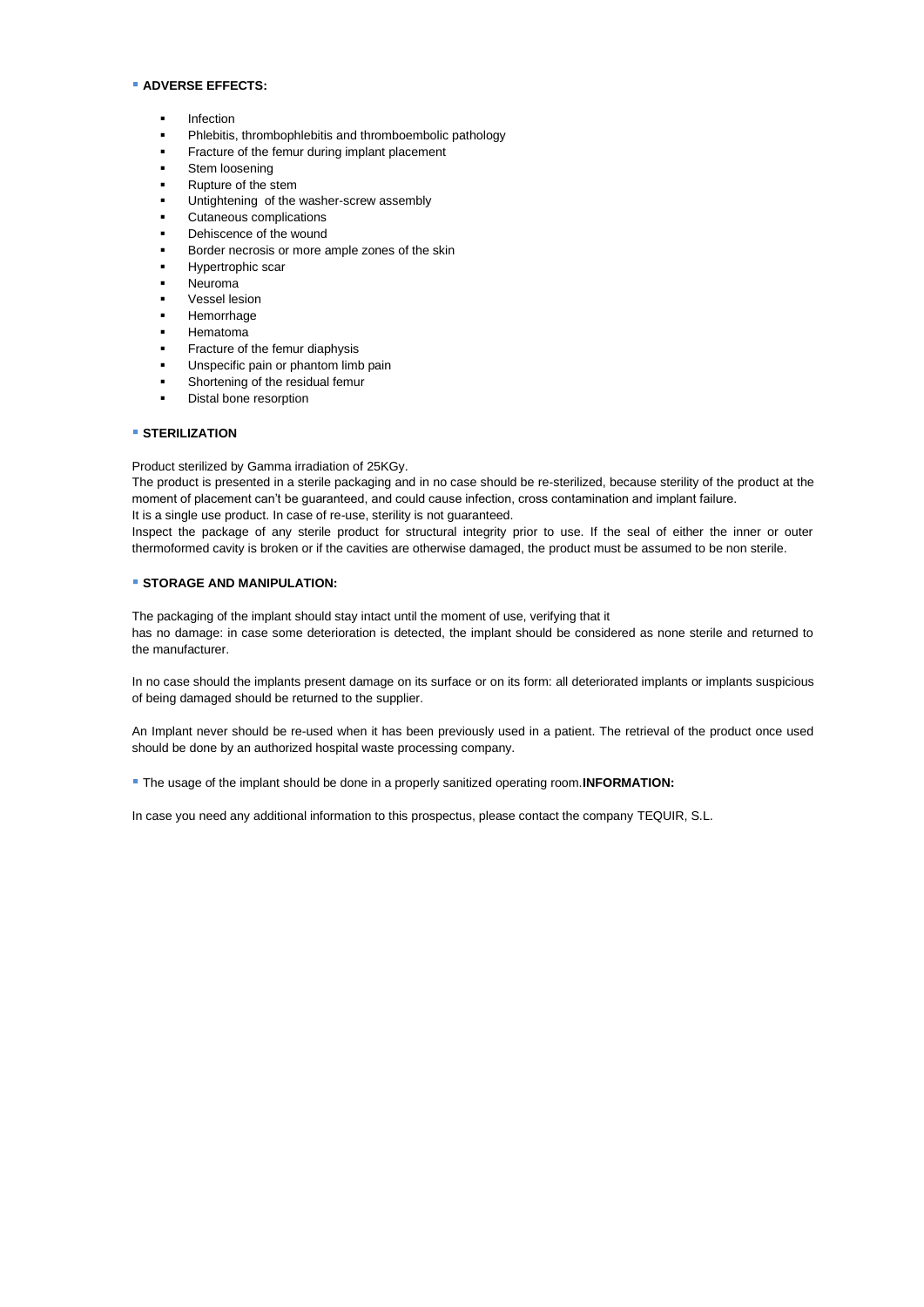## ADVERSE EFFECTS:

- Infection
- Phlebitis, thrombophlebitis and thromboembolic pathology
- Fracture of the femur during implant placement
- Stem loosening
- Rupture of the stem
- Untightening of the washer-screw assembly
- Cutaneous complications
- Dehiscence of the wound
- Border necrosis or more ample zones of the skin
- Hypertrophic scar
- Neuroma
- Vessel lesion
- Hemorrhage
- Hematoma
- Fracture of the femur diaphysis
- Unspecific pain or phantom limb pain
- Shortening of the residual femur
- Distal bone resorption

## STERILIZATION

Product sterilized by Gamma irradiation of 25KGy.
The product is presented in a sterile packaging and in no case should be re-sterilized, because sterility of the product at the moment of placement can't be guaranteed, and could cause infection, cross contamination and implant failure.
It is a single use product. In case of re-use, sterility is not guaranteed.
Inspect the package of any sterile product for structural integrity prior to use. If the seal of either the inner or outer thermoformed cavity is broken or if the cavities are otherwise damaged, the product must be assumed to be non sterile.

## STORAGE AND MANIPULATION:

The packaging of the implant should stay intact until the moment of use, verifying that it
has no damage: in case some deterioration is detected, the implant should be considered as none sterile and returned to the manufacturer.

In no case should the implants present damage on its surface or on its form: all deteriorated implants or implants suspicious of being damaged should be returned to the supplier.

An Implant never should be re-used when it has been previously used in a patient. The retrieval of the product once used should be done by an authorized hospital waste processing company.

- The usage of the implant should be done in a properly sanitized operating room.**INFORMATION:**

In case you need any additional information to this prospectus, please contact the company TEQUIR, S.L.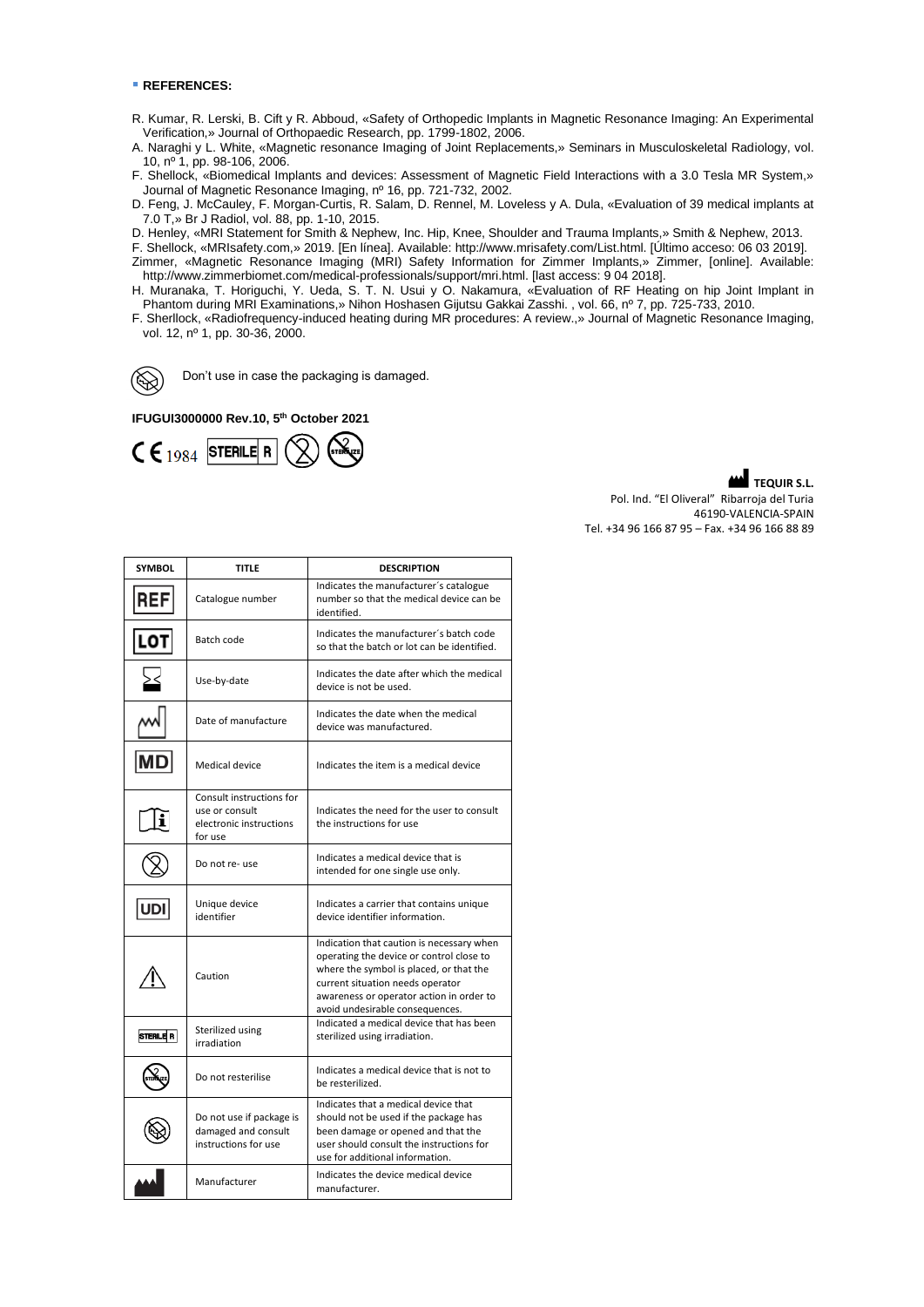- **REFERENCES:**

R. Kumar, R. Lerski, B. Cift y R. Abboud, «Safety of Orthopedic Implants in Magnetic Resonance Imaging: An Experimental Verification,» Journal of Orthopaedic Research, pp. 1799-1802, 2006.

A. Naraghi y L. White, «Magnetic resonance Imaging of Joint Replacements,» Seminars in Musculoskeletal Radiology, vol. 10, nº 1, pp. 98-106, 2006.

F. Shellock, «Biomedical Implants and devices: Assessment of Magnetic Field Interactions with a 3.0 Tesla MR System,» Journal of Magnetic Resonance Imaging, nº 16, pp. 721-732, 2002.

D. Feng, J. McCauley, F. Morgan-Curtis, R. Salam, D. Rennel, M. Loveless y A. Dula, «Evaluation of 39 medical implants at 7.0 T,» Br J Radiol, vol. 88, pp. 1-10, 2015.

D. Henley, «MRI Statement for Smith & Nephew, Inc. Hip, Knee, Shoulder and Trauma Implants,» Smith & Nephew, 2013.

F. Shellock, «MRIsafety.com,» 2019. [En línea]. Available: http://www.mrisafety.com/List.html. [Último acceso: 06 03 2019].

Zimmer, «Magnetic Resonance Imaging (MRI) Safety Information for Zimmer Implants,» Zimmer, [online]. Available: http://www.zimmerbiomet.com/medical-professionals/support/mri.html. [last access: 9 04 2018].

H. Muranaka, T. Horiguchi, Y. Ueda, S. T. N. Usui y O. Nakamura, «Evaluation of RF Heating on hip Joint Implant in Phantom during MRI Examinations,» Nihon Hoshasen Gijutsu Gakkai Zasshi. , vol. 66, nº 7, pp. 725-733, 2010.

F. Sherllock, «Radiofrequency-induced heating during MR procedures: A review.,» Journal of Magnetic Resonance Imaging, vol. 12, nº 1, pp. 30-36, 2000.

Don't use in case the packaging is damaged.

**IFUGUI3000000 Rev.10, 5th October 2021**

CE 1984 STERILE R

**TEQUIR S.L.**
Pol. Ind. "El Oliveral" Ribarroja del Turia
46190-VALENCIA-SPAIN
Tel. +34 96 166 87 95 – Fax. +34 96 166 88 89

| SYMBOL | TITLE | DESCRIPTION |
|---|---|---|
| REF | Catalogue number | Indicates the manufacturer´s catalogue number so that the medical device can be identified. |
| LOT | Batch code | Indicates the manufacturer´s batch code so that the batch or lot can be identified. |
| | Use-by-date | Indicates the date after which the medical device is not be used. |
| | Date of manufacture | Indicates the date when the medical device was manufactured. |
| MD | Medical device | Indicates the item is a medical device |
| | Consult instructions for use or consult electronic instructions for use | Indicates the need for the user to consult the instructions for use |
| | Do not re- use | Indicates a medical device that is intended for one single use only. |
| UDI | Unique device identifier | Indicates a carrier that contains unique device identifier information. |
| | Caution | Indication that caution is necessary when operating the device or control close to where the symbol is placed, or that the current situation needs operator awareness or operator action in order to avoid undesirable consequences. |
| STERILE R | Sterilized using irradiation | Indicated a medical device that has been sterilized using irradiation. |
| | Do not resterilise | Indicates a medical device that is not to be resterilized. |
| | Do not use if package is damaged and consult instructions for use | Indicates that a medical device that should not be used if the package has been damage or opened and that the user should consult the instructions for use for additional information. |
| | Manufacturer | Indicates the device medical device manufacturer. |